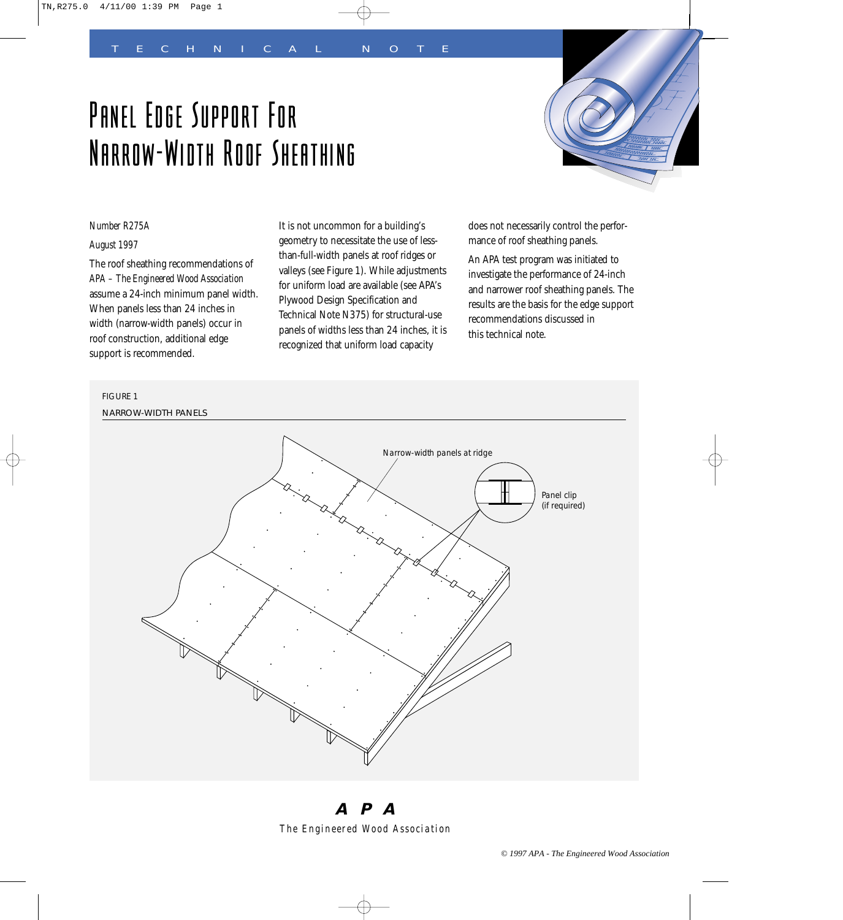TECHNICAL NOTE

# Panel Edge Support For Narrow-Width Roof Sheathing

*Number R275A*

*August 1997*

The roof sheathing recommendations of *APA – The Engineered Wood Association* assume a 24-inch minimum panel width. When panels less than 24 inches in width (narrow-width panels) occur in roof construction, additional edge support is recommended.

It is not uncommon for a building's geometry to necessitate the use of less-than-full-width panels at roof ridges or valleys (see Figure 1). While adjustments for uniform load are available (see APA's Plywood Design Specification and Technical Note N375) for structural-use panels of widths less than 24 inches, it is recognized that uniform load capacity does not necessarily control the performance of roof sheathing panels.

An APA test program was initiated to investigate the performance of 24-inch and narrower roof sheathing panels. The results are the basis for the edge support recommendations discussed in this technical note.

FIGURE 1

NARROW-WIDTH PANELS

Narrow-width panels at ridge

Panel clip (if required)

**APA**

The Engineered Wood Association

© 1997 APA - The Engineered Wood Association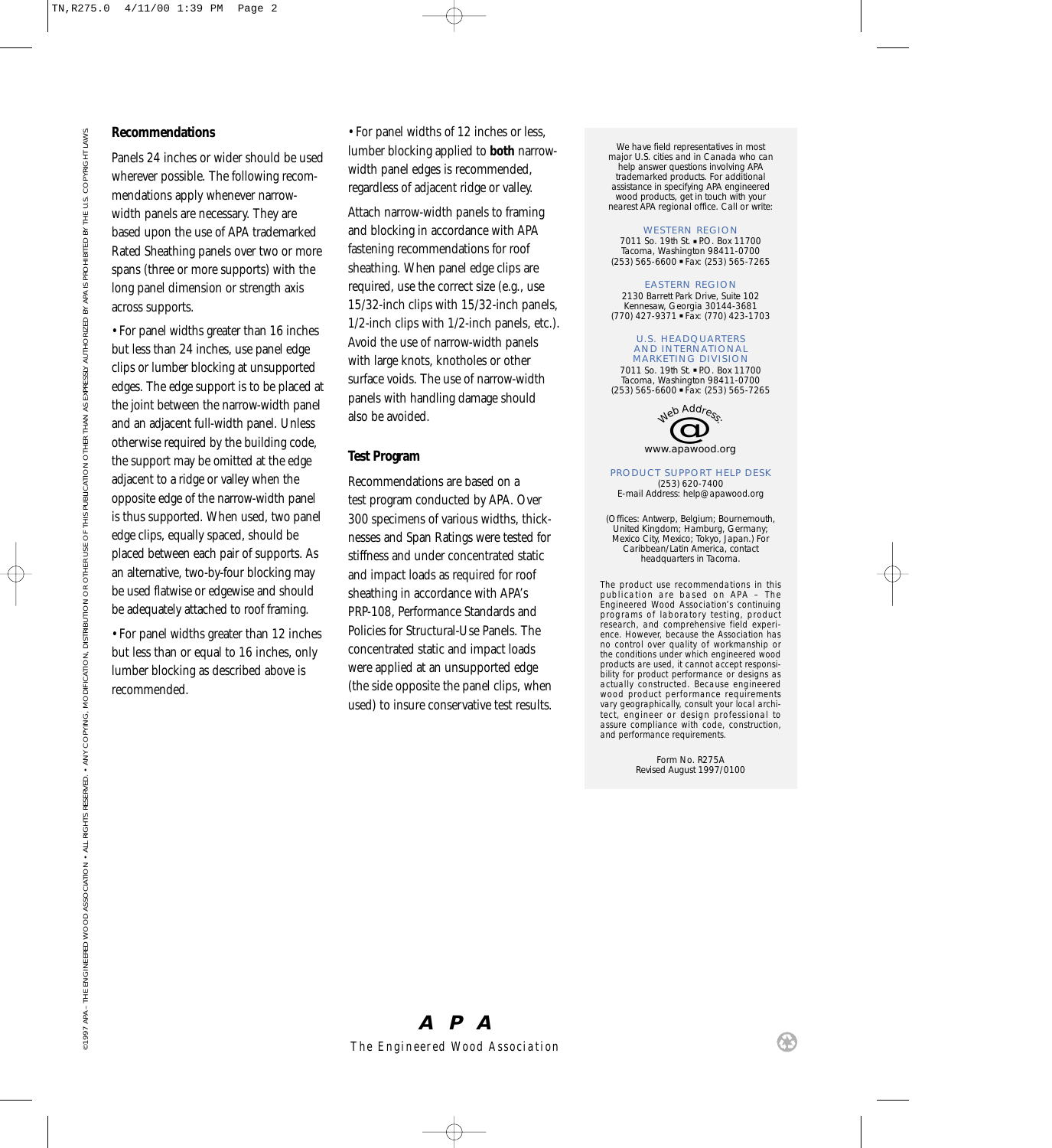## Recommendations

Panels 24 inches or wider should be used wherever possible. The following recommendations apply whenever narrow-width panels are necessary. They are based upon the use of APA trademarked Rated Sheathing panels over two or more spans (three or more supports) with the long panel dimension or strength axis across supports.

- For panel widths greater than 16 inches but less than 24 inches, use panel edge clips or lumber blocking at unsupported edges. The edge support is to be placed at the joint between the narrow-width panel and an adjacent full-width panel. Unless otherwise required by the building code, the support may be omitted at the edge adjacent to a ridge or valley when the opposite edge of the narrow-width panel is thus supported. When used, two panel edge clips, equally spaced, should be placed between each pair of supports. As an alternative, two-by-four blocking may be used flatwise or edgewise and should be adequately attached to roof framing.
- For panel widths greater than 12 inches but less than or equal to 16 inches, only lumber blocking as described above is recommended.
- For panel widths of 12 inches or less, lumber blocking applied to **both** narrow-width panel edges is recommended, regardless of adjacent ridge or valley.

Attach narrow-width panels to framing and blocking in accordance with APA fastening recommendations for roof sheathing. When panel edge clips are required, use the correct size (e.g., use 15/32-inch clips with 15/32-inch panels, 1/2-inch clips with 1/2-inch panels, etc.). Avoid the use of narrow-width panels with large knots, knotholes or other surface voids. The use of narrow-width panels with handling damage should also be avoided.

## Test Program

Recommendations are based on a test program conducted by APA. Over 300 specimens of various widths, thicknesses and Span Ratings were tested for stiffness and under concentrated static and impact loads as required for roof sheathing in accordance with APA's PRP-108, Performance Standards and Policies for Structural-Use Panels. The concentrated static and impact loads were applied at an unsupported edge (the side opposite the panel clips, when used) to insure conservative test results.

We have field representatives in most major U.S. cities and in Canada who can help answer questions involving APA trademarked products. For additional assistance in specifying APA engineered wood products, get in touch with your nearest APA regional office. Call or write:

WESTERN REGION
7011 So. 19th St. ▪ P.O. Box 11700
Tacoma, Washington 98411-0700
(253) 565-6600 ▪ Fax: (253) 565-7265

EASTERN REGION
2130 Barrett Park Drive, Suite 102
Kennesaw, Georgia 30144-3681
(770) 427-9371 ▪ Fax: (770) 423-1703

U.S. HEADQUARTERS AND INTERNATIONAL MARKETING DIVISION
7011 So. 19th St. ▪ P.O. Box 11700
Tacoma, Washington 98411-0700
(253) 565-6600 ▪ Fax: (253) 565-7265

Web Address:
www.apawood.org

PRODUCT SUPPORT HELP DESK
(253) 620-7400
E-mail Address: help@apawood.org

(Offices: Antwerp, Belgium; Bournemouth, United Kingdom; Hamburg, Germany; Mexico City, Mexico; Tokyo, Japan.) For Caribbean/Latin America, contact headquarters in Tacoma.

The product use recommendations in this publication are based on APA – The Engineered Wood Association's continuing programs of laboratory testing, product research, and comprehensive field experience. However, because the Association has no control over quality of workmanship or the conditions under which engineered wood products are used, it cannot accept responsibility for product performance or designs as actually constructed. Because engineered wood product performance requirements vary geographically, consult your local architect, engineer or design professional to assure compliance with code, construction, and performance requirements.

Form No. R275A
Revised August 1997/0100

©1997 APA – THE ENGINEERED WOOD ASSOCIATION • ALL RIGHTS RESERVED. • ANY COPYING, MODIFICATION, DISTRIBUTION OR OTHER USE OF THIS PUBLICATION OTHER THAN AS EXPRESSLY AUTHORIZED BY APA IS PROHIBITED BY THE U.S. COPYRIGHT LAWS

**APA**
The Engineered Wood Association